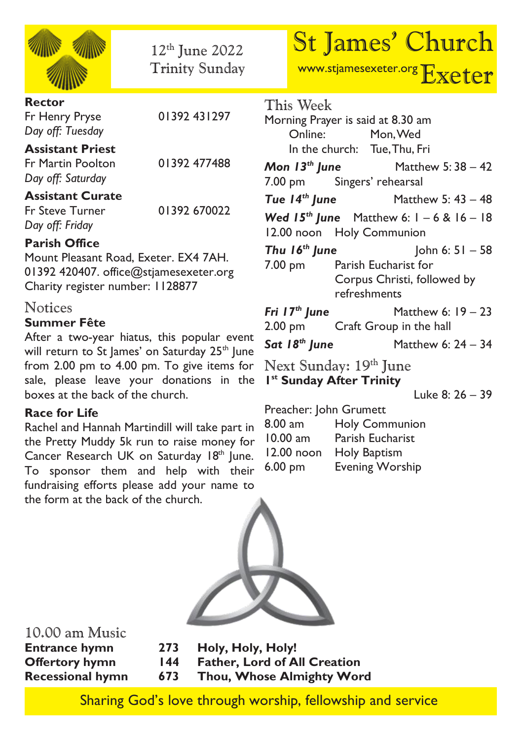12th June 2022
Trinity Sunday

# St James' Church Exeter

www.stjamesexeter.org

**Rector**
Fr Henry Pryse 01392 431297
*Day off: Tuesday*

**Assistant Priest**
Fr Martin Poolton 01392 477488
*Day off: Saturday*

**Assistant Curate**
Fr Steve Turner 01392 670022
*Day off: Friday*

**Parish Office**
Mount Pleasant Road, Exeter. EX4 7AH.
01392 420407. office@stjamesexeter.org
Charity register number: 1128877

## Notices

### Summer Fête

After a two-year hiatus, this popular event will return to St James' on Saturday 25th June from 2.00 pm to 4.00 pm. To give items for sale, please leave your donations in the boxes at the back of the church.

### Race for Life

Rachel and Hannah Martindill will take part in the Pretty Muddy 5k run to raise money for Cancer Research UK on Saturday 18th June. To sponsor them and help with their fundraising efforts please add your name to the form at the back of the church.

## This Week

Morning Prayer is said at 8.30 am
- Online: Mon, Wed
- In the church: Tue, Thu, Fri

***Mon 13th June*** Matthew 5: 38 – 42
7.00 pm Singers' rehearsal

***Tue 14th June*** Matthew 5: 43 – 48

***Wed 15th June*** Matthew 6: 1 – 6 & 16 – 18
12.00 noon Holy Communion

***Thu 16th June*** John 6: 51 – 58
7.00 pm Parish Eucharist for Corpus Christi, followed by refreshments

***Fri 17th June*** Matthew 6: 19 – 23
2.00 pm Craft Group in the hall

***Sat 18th June*** Matthew 6: 24 – 34

## Next Sunday: 19th June

**1st Sunday After Trinity**
Luke 8: 26 – 39

Preacher: John Grumett

| | |
|---|---|
| 8.00 am | Holy Communion |
| 10.00 am | Parish Eucharist |
| 12.00 noon | Holy Baptism |
| 6.00 pm | Evening Worship |

## 10.00 am Music

| | | |
|---|---|---|
| **Entrance hymn** | **273** | **Holy, Holy, Holy!** |
| **Offertory hymn** | **144** | **Father, Lord of All Creation** |
| **Recessional hymn** | **673** | **Thou, Whose Almighty Word** |

Sharing God's love through worship, fellowship and service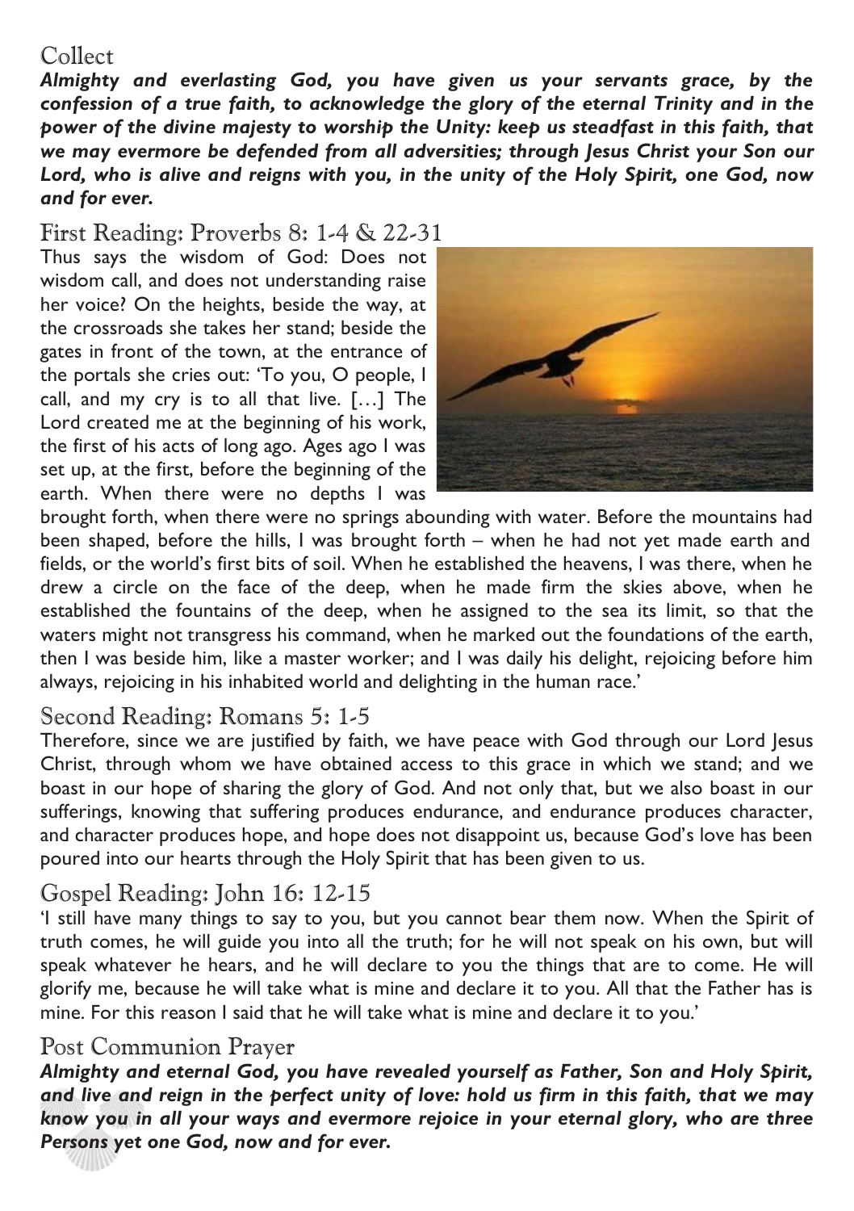## Collect

***Almighty and everlasting God, you have given us your servants grace, by the confession of a true faith, to acknowledge the glory of the eternal Trinity and in the power of the divine majesty to worship the Unity: keep us steadfast in this faith, that we may evermore be defended from all adversities; through Jesus Christ your Son our Lord, who is alive and reigns with you, in the unity of the Holy Spirit, one God, now and for ever.***

## First Reading: Proverbs 8: 1-4 & 22-31

Thus says the wisdom of God: Does not wisdom call, and does not understanding raise her voice? On the heights, beside the way, at the crossroads she takes her stand; beside the gates in front of the town, at the entrance of the portals she cries out: 'To you, O people, I call, and my cry is to all that live. […] The Lord created me at the beginning of his work, the first of his acts of long ago. Ages ago I was set up, at the first, before the beginning of the earth. When there were no depths I was brought forth, when there were no springs abounding with water. Before the mountains had been shaped, before the hills, I was brought forth – when he had not yet made earth and fields, or the world's first bits of soil. When he established the heavens, I was there, when he drew a circle on the face of the deep, when he made firm the skies above, when he established the fountains of the deep, when he assigned to the sea its limit, so that the waters might not transgress his command, when he marked out the foundations of the earth, then I was beside him, like a master worker; and I was daily his delight, rejoicing before him always, rejoicing in his inhabited world and delighting in the human race.'

## Second Reading: Romans 5: 1-5

Therefore, since we are justified by faith, we have peace with God through our Lord Jesus Christ, through whom we have obtained access to this grace in which we stand; and we boast in our hope of sharing the glory of God. And not only that, but we also boast in our sufferings, knowing that suffering produces endurance, and endurance produces character, and character produces hope, and hope does not disappoint us, because God's love has been poured into our hearts through the Holy Spirit that has been given to us.

## Gospel Reading: John 16: 12-15

'I still have many things to say to you, but you cannot bear them now. When the Spirit of truth comes, he will guide you into all the truth; for he will not speak on his own, but will speak whatever he hears, and he will declare to you the things that are to come. He will glorify me, because he will take what is mine and declare it to you. All that the Father has is mine. For this reason I said that he will take what is mine and declare it to you.'

## Post Communion Prayer

***Almighty and eternal God, you have revealed yourself as Father, Son and Holy Spirit, and live and reign in the perfect unity of love: hold us firm in this faith, that we may know you in all your ways and evermore rejoice in your eternal glory, who are three Persons yet one God, now and for ever.***